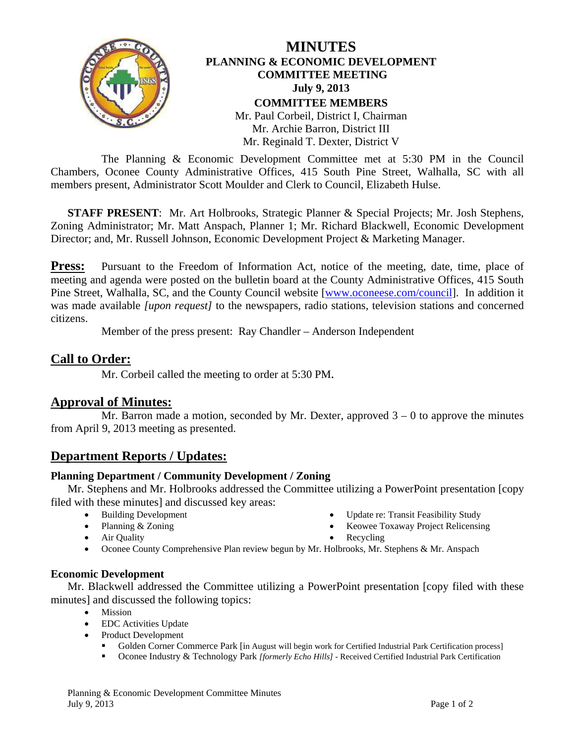# MINUTES

## PLANNING & ECONOMIC DEVELOPMENT COMMITTEE MEETING

**July 9, 2013**

**COMMITTEE MEMBERS**

Mr. Paul Corbeil, District I, Chairman
Mr. Archie Barron, District III
Mr. Reginald T. Dexter, District V

The Planning & Economic Development Committee met at 5:30 PM in the Council Chambers, Oconee County Administrative Offices, 415 South Pine Street, Walhalla, SC with all members present, Administrator Scott Moulder and Clerk to Council, Elizabeth Hulse.

**STAFF PRESENT**: Mr. Art Holbrooks, Strategic Planner & Special Projects; Mr. Josh Stephens, Zoning Administrator; Mr. Matt Anspach, Planner 1; Mr. Richard Blackwell, Economic Development Director; and, Mr. Russell Johnson, Economic Development Project & Marketing Manager.

**Press:** Pursuant to the Freedom of Information Act, notice of the meeting, date, time, place of meeting and agenda were posted on the bulletin board at the County Administrative Offices, 415 South Pine Street, Walhalla, SC, and the County Council website [www.oconeese.com/council]. In addition it was made available *[upon request]* to the newspapers, radio stations, television stations and concerned citizens.

Member of the press present: Ray Chandler – Anderson Independent

## Call to Order:

Mr. Corbeil called the meeting to order at 5:30 PM.

## Approval of Minutes:

Mr. Barron made a motion, seconded by Mr. Dexter, approved 3 – 0 to approve the minutes from April 9, 2013 meeting as presented.

## Department Reports / Updates:

### Planning Department / Community Development / Zoning

Mr. Stephens and Mr. Holbrooks addressed the Committee utilizing a PowerPoint presentation [copy filed with these minutes] and discussed key areas:

- Building Development
- Planning & Zoning
- Air Quality
- Update re: Transit Feasibility Study
- Keowee Toxaway Project Relicensing
- Recycling
- Oconee County Comprehensive Plan review begun by Mr. Holbrooks, Mr. Stephens & Mr. Anspach

### Economic Development

Mr. Blackwell addressed the Committee utilizing a PowerPoint presentation [copy filed with these minutes] and discussed the following topics:

- Mission
- EDC Activities Update
- Product Development
  - Golden Corner Commerce Park [in August will begin work for Certified Industrial Park Certification process]
  - Oconee Industry & Technology Park *[formerly Echo Hills]* - Received Certified Industrial Park Certification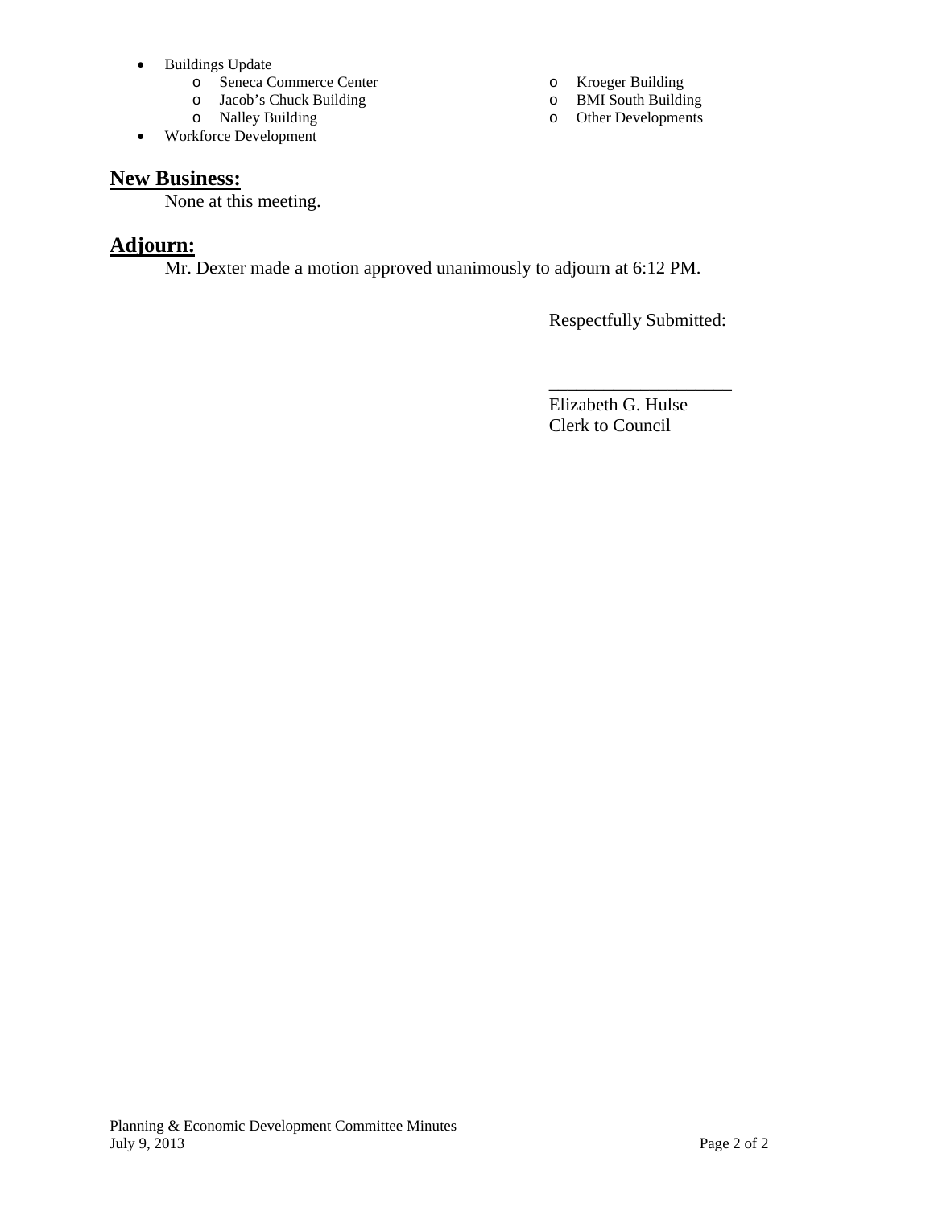- Buildings Update
  - Seneca Commerce Center
  - Jacob's Chuck Building
  - Nalley Building
  - Kroeger Building
  - BMI South Building
  - Other Developments
- Workforce Development

## New Business:

None at this meeting.

## Adjourn:

Mr. Dexter made a motion approved unanimously to adjourn at 6:12 PM.

Respectfully Submitted:

____________________
Elizabeth G. Hulse
Clerk to Council